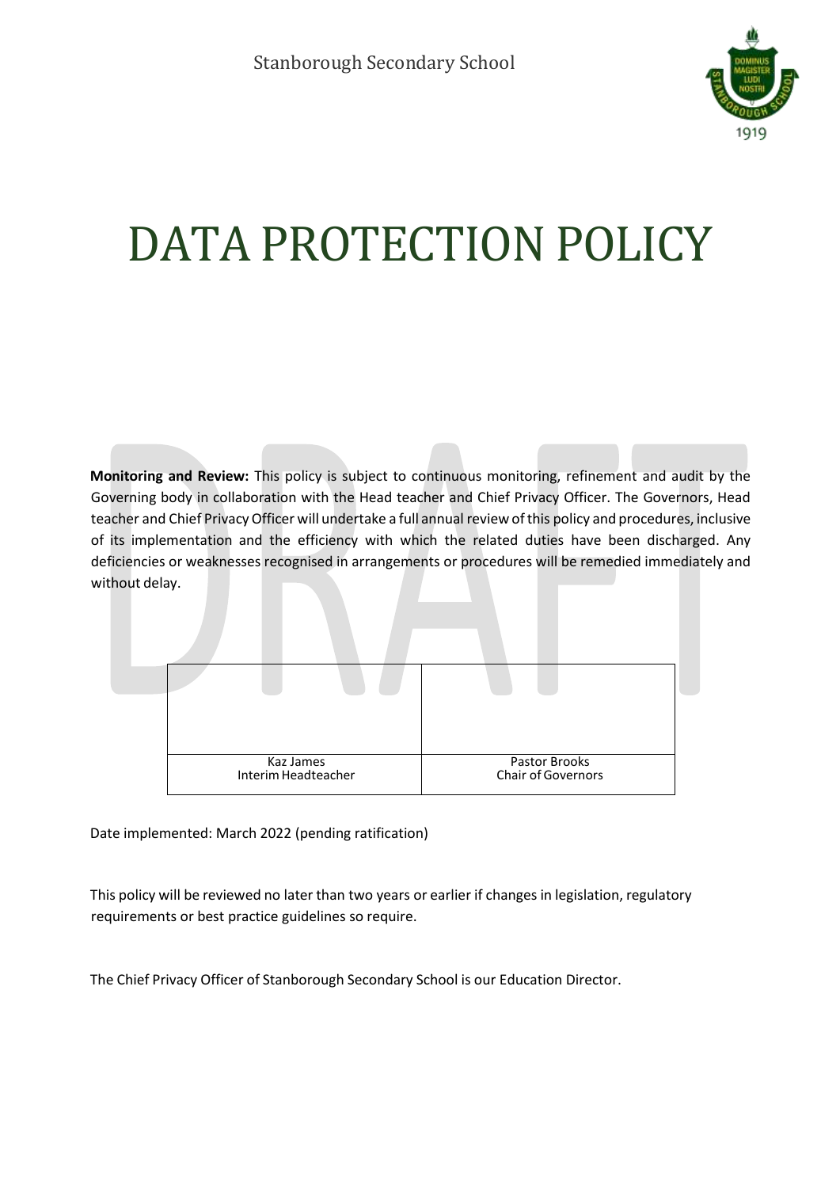Stanborough Secondary School

# DATA PROTECTION POLICY

**Monitoring and Review:** This policy is subject to continuous monitoring, refinement and audit by the Governing body in collaboration with the Head teacher and Chief Privacy Officer. The Governors, Head teacher and Chief Privacy Officer will undertake a full annual review of this policy and procedures, inclusive of its implementation and the efficiency with which the related duties have been discharged. Any deficiencies or weaknesses recognised in arrangements or procedures will be remedied immediately and without delay.

| | |
|---|---|
| | |
| Kaz James<br>Interim Headteacher | Pastor Brooks<br>Chair of Governors |

Date implemented: March 2022 (pending ratification)

This policy will be reviewed no later than two years or earlier if changes in legislation, regulatory requirements or best practice guidelines so require.

The Chief Privacy Officer of Stanborough Secondary School is our Education Director.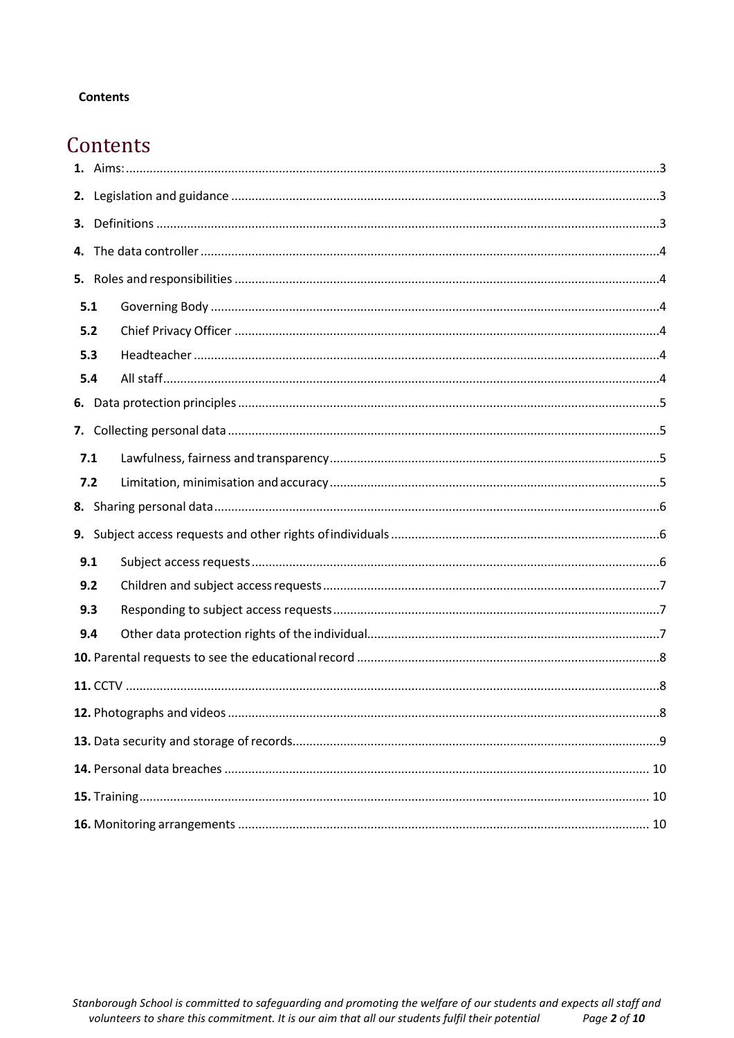**Contents**

# Contents

**1.** Aims: ........ 3

**2.** Legislation and guidance ........ 3

**3.** Definitions ........ 3

**4.** The data controller ........ 4

**5.** Roles and responsibilities ........ 4

- **5.1** Governing Body ........ 4
- **5.2** Chief Privacy Officer ........ 4
- **5.3** Headteacher ........ 4
- **5.4** All staff ........ 4

**6.** Data protection principles ........ 5

**7.** Collecting personal data ........ 5

- **7.1** Lawfulness, fairness and transparency ........ 5
- **7.2** Limitation, minimisation and accuracy ........ 5

**8.** Sharing personal data ........ 6

**9.** Subject access requests and other rights of individuals ........ 6

- **9.1** Subject access requests ........ 6
- **9.2** Children and subject access requests ........ 7
- **9.3** Responding to subject access requests ........ 7
- **9.4** Other data protection rights of the individual ........ 7

**10.** Parental requests to see the educational record ........ 8

**11.** CCTV ........ 8

**12.** Photographs and videos ........ 8

**13.** Data security and storage of records ........ 9

**14.** Personal data breaches ........ 10

**15.** Training ........ 10

**16.** Monitoring arrangements ........ 10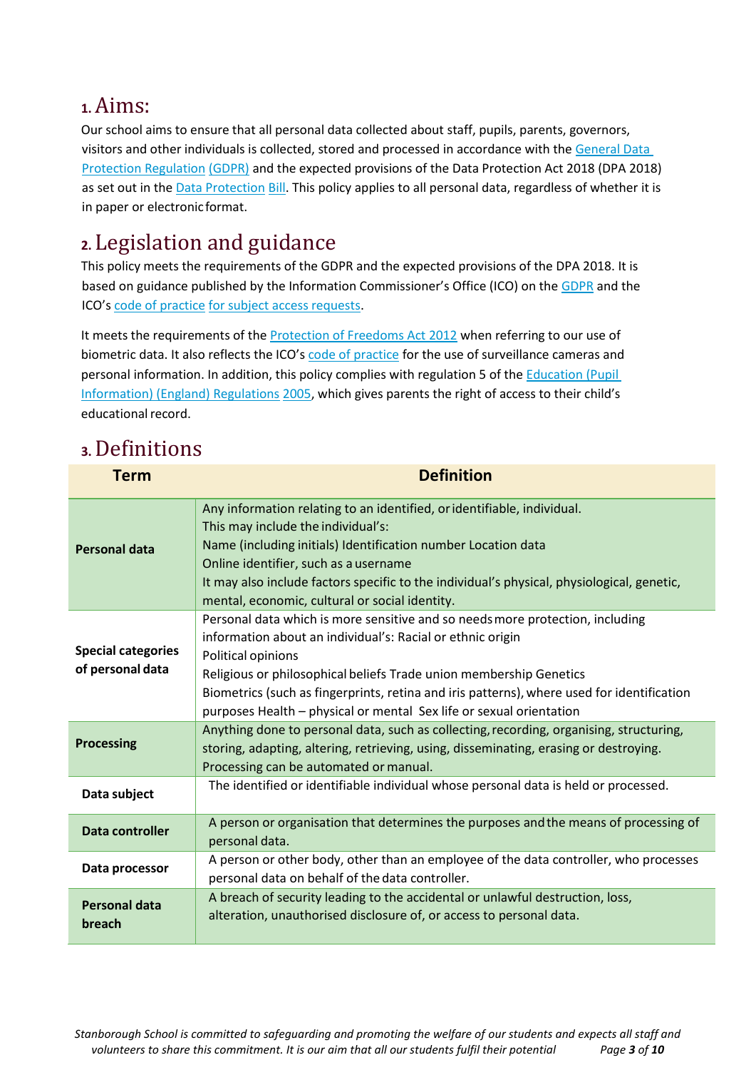## 1. Aims:

Our school aims to ensure that all personal data collected about staff, pupils, parents, governors, visitors and other individuals is collected, stored and processed in accordance with the General Data Protection Regulation (GDPR) and the expected provisions of the Data Protection Act 2018 (DPA 2018) as set out in the Data Protection Bill. This policy applies to all personal data, regardless of whether it is in paper or electronic format.

## 2. Legislation and guidance

This policy meets the requirements of the GDPR and the expected provisions of the DPA 2018. It is based on guidance published by the Information Commissioner's Office (ICO) on the GDPR and the ICO's code of practice for subject access requests.

It meets the requirements of the Protection of Freedoms Act 2012 when referring to our use of biometric data. It also reflects the ICO's code of practice for the use of surveillance cameras and personal information. In addition, this policy complies with regulation 5 of the Education (Pupil Information) (England) Regulations 2005, which gives parents the right of access to their child's educational record.

## 3. Definitions

| Term | Definition |
|---|---|
| **Personal data** | Any information relating to an identified, or identifiable, individual.<br>This may include the individual's:<br>Name (including initials) Identification number Location data<br>Online identifier, such as a username<br>It may also include factors specific to the individual's physical, physiological, genetic, mental, economic, cultural or social identity. |
| **Special categories of personal data** | Personal data which is more sensitive and so needs more protection, including information about an individual's: Racial or ethnic origin<br>Political opinions<br>Religious or philosophical beliefs Trade union membership Genetics<br>Biometrics (such as fingerprints, retina and iris patterns), where used for identification purposes Health – physical or mental Sex life or sexual orientation |
| **Processing** | Anything done to personal data, such as collecting, recording, organising, structuring, storing, adapting, altering, retrieving, using, disseminating, erasing or destroying.<br>Processing can be automated or manual. |
| **Data subject** | The identified or identifiable individual whose personal data is held or processed. |
| **Data controller** | A person or organisation that determines the purposes and the means of processing of personal data. |
| **Data processor** | A person or other body, other than an employee of the data controller, who processes personal data on behalf of the data controller. |
| **Personal data breach** | A breach of security leading to the accidental or unlawful destruction, loss, alteration, unauthorised disclosure of, or access to personal data. |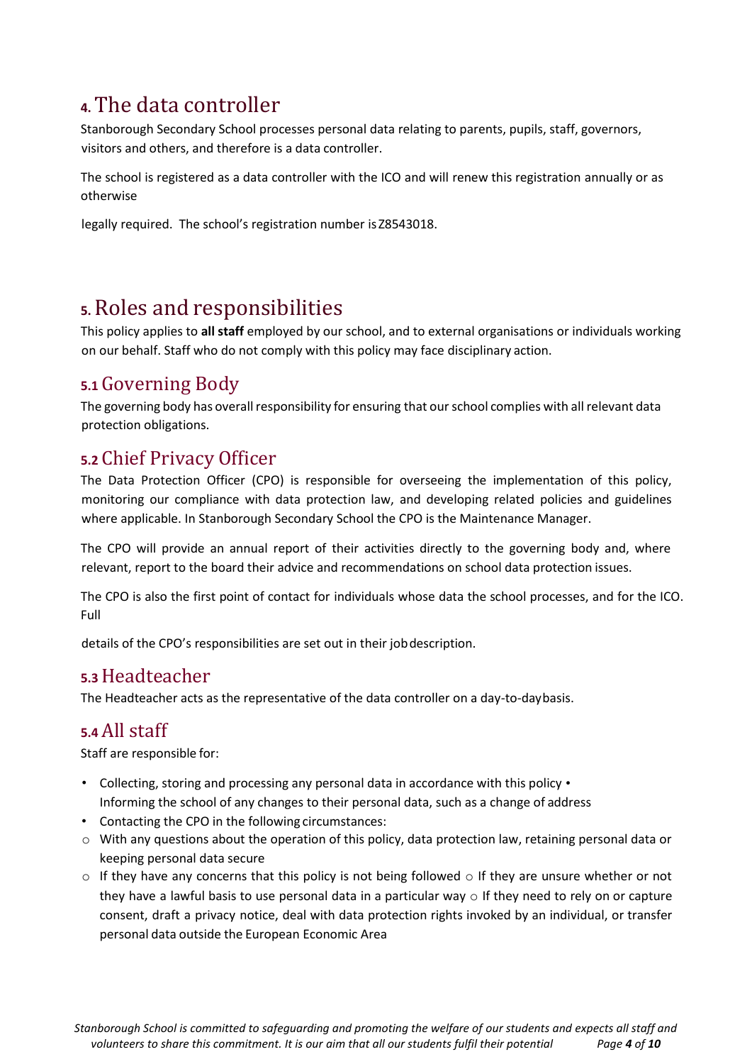# 4. The data controller

Stanborough Secondary School processes personal data relating to parents, pupils, staff, governors, visitors and others, and therefore is a data controller.

The school is registered as a data controller with the ICO and will renew this registration annually or as otherwise legally required. The school's registration number is Z8543018.

# 5. Roles and responsibilities

This policy applies to **all staff** employed by our school, and to external organisations or individuals working on our behalf. Staff who do not comply with this policy may face disciplinary action.

## 5.1 Governing Body

The governing body has overall responsibility for ensuring that our school complies with all relevant data protection obligations.

## 5.2 Chief Privacy Officer

The Data Protection Officer (CPO) is responsible for overseeing the implementation of this policy, monitoring our compliance with data protection law, and developing related policies and guidelines where applicable. In Stanborough Secondary School the CPO is the Maintenance Manager.

The CPO will provide an annual report of their activities directly to the governing body and, where relevant, report to the board their advice and recommendations on school data protection issues.

The CPO is also the first point of contact for individuals whose data the school processes, and for the ICO. Full details of the CPO's responsibilities are set out in their job description.

## 5.3 Headteacher

The Headteacher acts as the representative of the data controller on a day-to-day basis.

## 5.4 All staff

Staff are responsible for:

- Collecting, storing and processing any personal data in accordance with this policy
- Informing the school of any changes to their personal data, such as a change of address
- Contacting the CPO in the following circumstances:
  - With any questions about the operation of this policy, data protection law, retaining personal data or keeping personal data secure
  - If they have any concerns that this policy is not being followed
  - If they are unsure whether or not they have a lawful basis to use personal data in a particular way
  - If they need to rely on or capture consent, draft a privacy notice, deal with data protection rights invoked by an individual, or transfer personal data outside the European Economic Area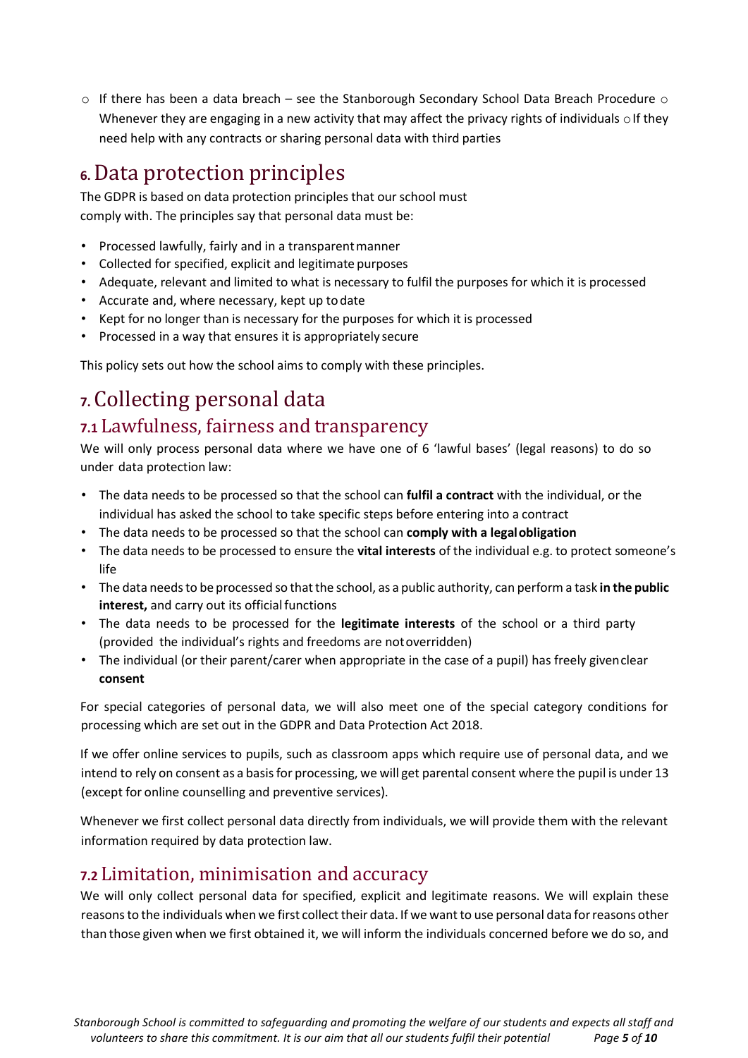- If there has been a data breach – see the Stanborough Secondary School Data Breach Procedure
- Whenever they are engaging in a new activity that may affect the privacy rights of individuals
- If they need help with any contracts or sharing personal data with third parties

# 6. Data protection principles

The GDPR is based on data protection principles that our school must comply with. The principles say that personal data must be:

- Processed lawfully, fairly and in a transparent manner
- Collected for specified, explicit and legitimate purposes
- Adequate, relevant and limited to what is necessary to fulfil the purposes for which it is processed
- Accurate and, where necessary, kept up to date
- Kept for no longer than is necessary for the purposes for which it is processed
- Processed in a way that ensures it is appropriately secure

This policy sets out how the school aims to comply with these principles.

# 7. Collecting personal data

## 7.1 Lawfulness, fairness and transparency

We will only process personal data where we have one of 6 'lawful bases' (legal reasons) to do so under data protection law:

- The data needs to be processed so that the school can **fulfil a contract** with the individual, or the individual has asked the school to take specific steps before entering into a contract
- The data needs to be processed so that the school can **comply with a legal obligation**
- The data needs to be processed to ensure the **vital interests** of the individual e.g. to protect someone's life
- The data needs to be processed so that the school, as a public authority, can perform a task **in the public interest,** and carry out its official functions
- The data needs to be processed for the **legitimate interests** of the school or a third party (provided the individual's rights and freedoms are not overridden)
- The individual (or their parent/carer when appropriate in the case of a pupil) has freely given clear **consent**

For special categories of personal data, we will also meet one of the special category conditions for processing which are set out in the GDPR and Data Protection Act 2018.

If we offer online services to pupils, such as classroom apps which require use of personal data, and we intend to rely on consent as a basis for processing, we will get parental consent where the pupil is under 13 (except for online counselling and preventive services).

Whenever we first collect personal data directly from individuals, we will provide them with the relevant information required by data protection law.

## 7.2 Limitation, minimisation and accuracy

We will only collect personal data for specified, explicit and legitimate reasons. We will explain these reasons to the individuals when we first collect their data. If we want to use personal data for reasons other than those given when we first obtained it, we will inform the individuals concerned before we do so, and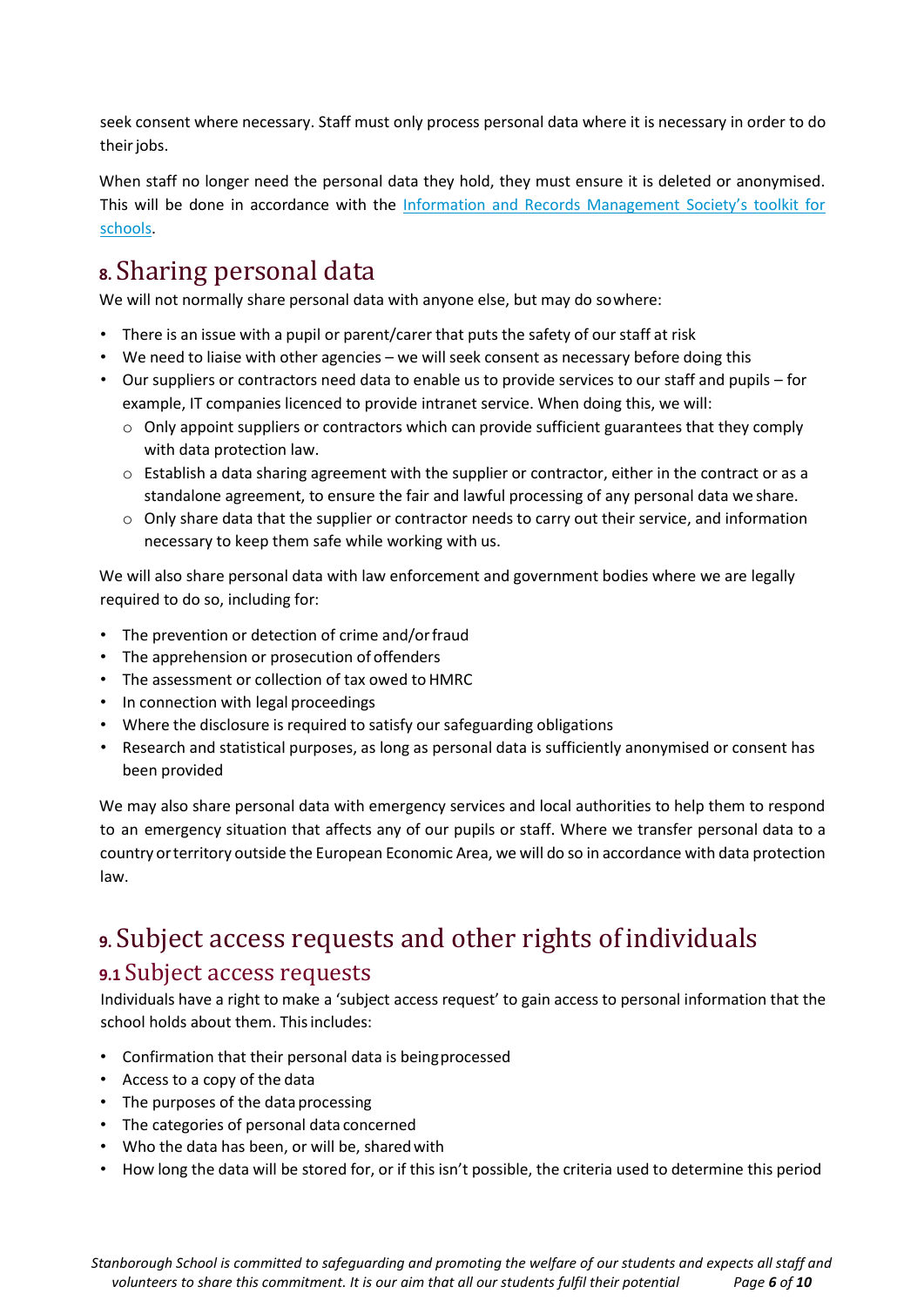seek consent where necessary. Staff must only process personal data where it is necessary in order to do their jobs.

When staff no longer need the personal data they hold, they must ensure it is deleted or anonymised. This will be done in accordance with the [Information and Records Management Society's toolkit for schools](#).

# 8. Sharing personal data

We will not normally share personal data with anyone else, but may do so where:

- There is an issue with a pupil or parent/carer that puts the safety of our staff at risk
- We need to liaise with other agencies – we will seek consent as necessary before doing this
- Our suppliers or contractors need data to enable us to provide services to our staff and pupils – for example, IT companies licenced to provide intranet service. When doing this, we will:
  - Only appoint suppliers or contractors which can provide sufficient guarantees that they comply with data protection law.
  - Establish a data sharing agreement with the supplier or contractor, either in the contract or as a standalone agreement, to ensure the fair and lawful processing of any personal data we share.
  - Only share data that the supplier or contractor needs to carry out their service, and information necessary to keep them safe while working with us.

We will also share personal data with law enforcement and government bodies where we are legally required to do so, including for:

- The prevention or detection of crime and/or fraud
- The apprehension or prosecution of offenders
- The assessment or collection of tax owed to HMRC
- In connection with legal proceedings
- Where the disclosure is required to satisfy our safeguarding obligations
- Research and statistical purposes, as long as personal data is sufficiently anonymised or consent has been provided

We may also share personal data with emergency services and local authorities to help them to respond to an emergency situation that affects any of our pupils or staff. Where we transfer personal data to a country or territory outside the European Economic Area, we will do so in accordance with data protection law.

# 9. Subject access requests and other rights of individuals

## 9.1 Subject access requests

Individuals have a right to make a 'subject access request' to gain access to personal information that the school holds about them. This includes:

- Confirmation that their personal data is being processed
- Access to a copy of the data
- The purposes of the data processing
- The categories of personal data concerned
- Who the data has been, or will be, shared with
- How long the data will be stored for, or if this isn't possible, the criteria used to determine this period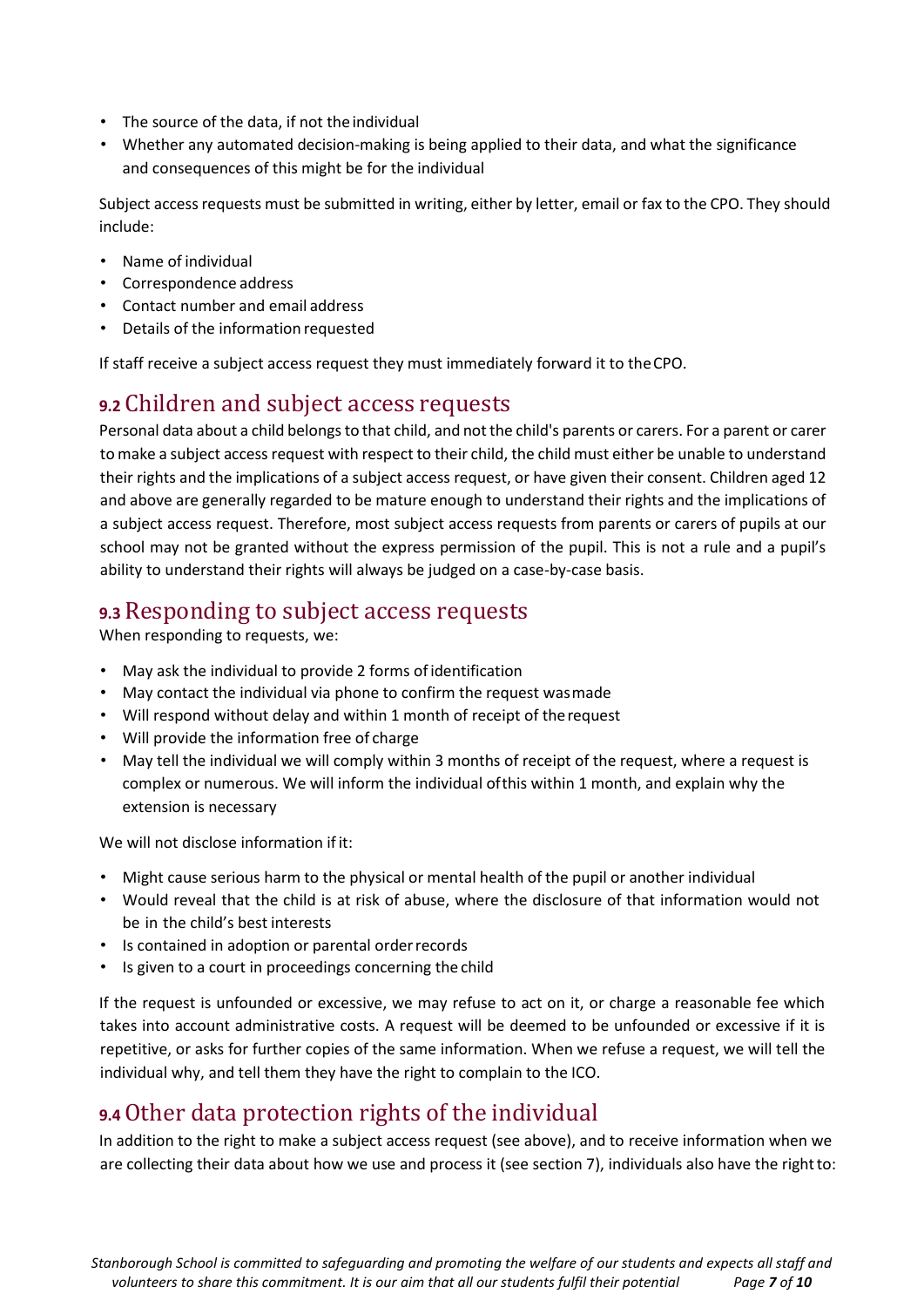- The source of the data, if not the individual
- Whether any automated decision-making is being applied to their data, and what the significance and consequences of this might be for the individual

Subject access requests must be submitted in writing, either by letter, email or fax to the CPO. They should include:

- Name of individual
- Correspondence address
- Contact number and email address
- Details of the information requested

If staff receive a subject access request they must immediately forward it to the CPO.

## 9.2 Children and subject access requests

Personal data about a child belongs to that child, and not the child's parents or carers. For a parent or carer to make a subject access request with respect to their child, the child must either be unable to understand their rights and the implications of a subject access request, or have given their consent. Children aged 12 and above are generally regarded to be mature enough to understand their rights and the implications of a subject access request. Therefore, most subject access requests from parents or carers of pupils at our school may not be granted without the express permission of the pupil. This is not a rule and a pupil's ability to understand their rights will always be judged on a case-by-case basis.

## 9.3 Responding to subject access requests

When responding to requests, we:

- May ask the individual to provide 2 forms of identification
- May contact the individual via phone to confirm the request was made
- Will respond without delay and within 1 month of receipt of the request
- Will provide the information free of charge
- May tell the individual we will comply within 3 months of receipt of the request, where a request is complex or numerous. We will inform the individual of this within 1 month, and explain why the extension is necessary

We will not disclose information if it:

- Might cause serious harm to the physical or mental health of the pupil or another individual
- Would reveal that the child is at risk of abuse, where the disclosure of that information would not be in the child's best interests
- Is contained in adoption or parental order records
- Is given to a court in proceedings concerning the child

If the request is unfounded or excessive, we may refuse to act on it, or charge a reasonable fee which takes into account administrative costs. A request will be deemed to be unfounded or excessive if it is repetitive, or asks for further copies of the same information. When we refuse a request, we will tell the individual why, and tell them they have the right to complain to the ICO.

## 9.4 Other data protection rights of the individual

In addition to the right to make a subject access request (see above), and to receive information when we are collecting their data about how we use and process it (see section 7), individuals also have the right to: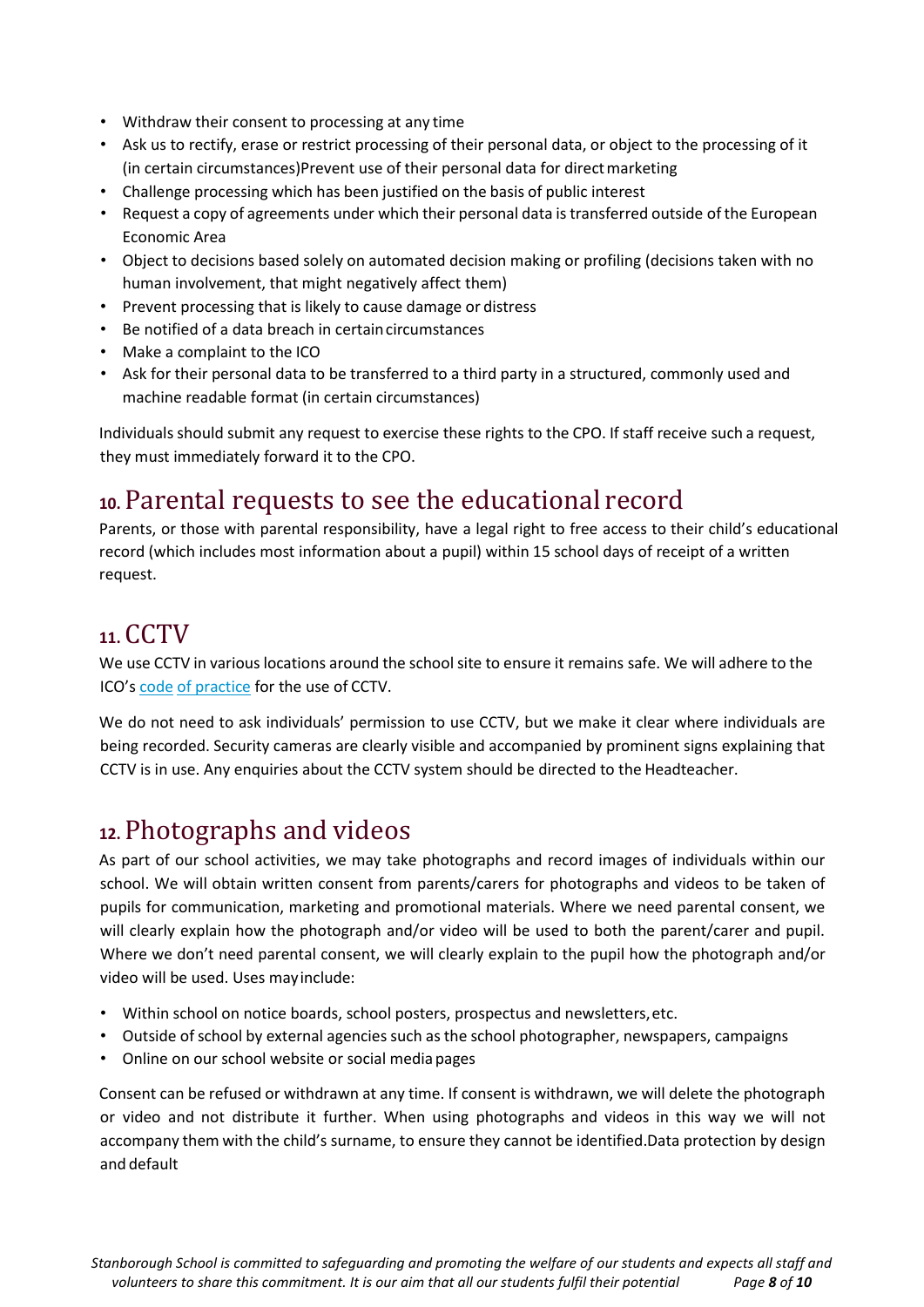- Withdraw their consent to processing at any time
- Ask us to rectify, erase or restrict processing of their personal data, or object to the processing of it (in certain circumstances)Prevent use of their personal data for direct marketing
- Challenge processing which has been justified on the basis of public interest
- Request a copy of agreements under which their personal data is transferred outside of the European Economic Area
- Object to decisions based solely on automated decision making or profiling (decisions taken with no human involvement, that might negatively affect them)
- Prevent processing that is likely to cause damage or distress
- Be notified of a data breach in certain circumstances
- Make a complaint to the ICO
- Ask for their personal data to be transferred to a third party in a structured, commonly used and machine readable format (in certain circumstances)

Individuals should submit any request to exercise these rights to the CPO. If staff receive such a request, they must immediately forward it to the CPO.

## 10. Parental requests to see the educational record

Parents, or those with parental responsibility, have a legal right to free access to their child's educational record (which includes most information about a pupil) within 15 school days of receipt of a written request.

## 11. CCTV

We use CCTV in various locations around the school site to ensure it remains safe. We will adhere to the ICO's code of practice for the use of CCTV.

We do not need to ask individuals' permission to use CCTV, but we make it clear where individuals are being recorded. Security cameras are clearly visible and accompanied by prominent signs explaining that CCTV is in use. Any enquiries about the CCTV system should be directed to the Headteacher.

## 12. Photographs and videos

As part of our school activities, we may take photographs and record images of individuals within our school. We will obtain written consent from parents/carers for photographs and videos to be taken of pupils for communication, marketing and promotional materials. Where we need parental consent, we will clearly explain how the photograph and/or video will be used to both the parent/carer and pupil. Where we don't need parental consent, we will clearly explain to the pupil how the photograph and/or video will be used. Uses may include:

- Within school on notice boards, school posters, prospectus and newsletters, etc.
- Outside of school by external agencies such as the school photographer, newspapers, campaigns
- Online on our school website or social media pages

Consent can be refused or withdrawn at any time. If consent is withdrawn, we will delete the photograph or video and not distribute it further. When using photographs and videos in this way we will not accompany them with the child's surname, to ensure they cannot be identified.Data protection by design and default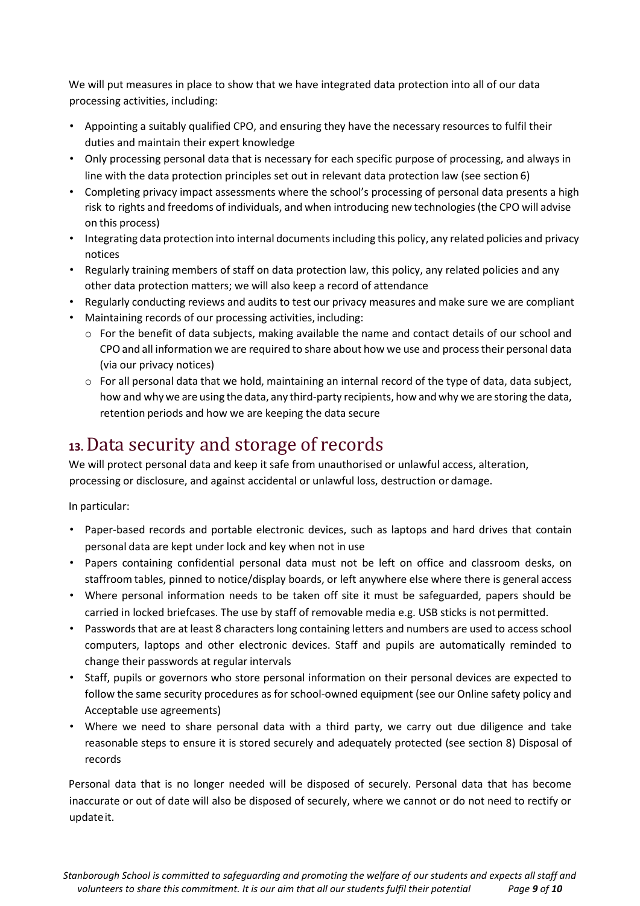We will put measures in place to show that we have integrated data protection into all of our data processing activities, including:

- Appointing a suitably qualified CPO, and ensuring they have the necessary resources to fulfil their duties and maintain their expert knowledge
- Only processing personal data that is necessary for each specific purpose of processing, and always in line with the data protection principles set out in relevant data protection law (see section 6)
- Completing privacy impact assessments where the school's processing of personal data presents a high risk to rights and freedoms of individuals, and when introducing new technologies (the CPO will advise on this process)
- Integrating data protection into internal documents including this policy, any related policies and privacy notices
- Regularly training members of staff on data protection law, this policy, any related policies and any other data protection matters; we will also keep a record of attendance
- Regularly conducting reviews and audits to test our privacy measures and make sure we are compliant
- Maintaining records of our processing activities, including:
  - For the benefit of data subjects, making available the name and contact details of our school and CPO and all information we are required to share about how we use and process their personal data (via our privacy notices)
  - For all personal data that we hold, maintaining an internal record of the type of data, data subject, how and why we are using the data, any third-party recipients, how and why we are storing the data, retention periods and how we are keeping the data secure

## 13. Data security and storage of records

We will protect personal data and keep it safe from unauthorised or unlawful access, alteration, processing or disclosure, and against accidental or unlawful loss, destruction or damage.

In particular:

- Paper-based records and portable electronic devices, such as laptops and hard drives that contain personal data are kept under lock and key when not in use
- Papers containing confidential personal data must not be left on office and classroom desks, on staffroom tables, pinned to notice/display boards, or left anywhere else where there is general access
- Where personal information needs to be taken off site it must be safeguarded, papers should be carried in locked briefcases. The use by staff of removable media e.g. USB sticks is not permitted.
- Passwords that are at least 8 characters long containing letters and numbers are used to access school computers, laptops and other electronic devices. Staff and pupils are automatically reminded to change their passwords at regular intervals
- Staff, pupils or governors who store personal information on their personal devices are expected to follow the same security procedures as for school-owned equipment (see our Online safety policy and Acceptable use agreements)
- Where we need to share personal data with a third party, we carry out due diligence and take reasonable steps to ensure it is stored securely and adequately protected (see section 8) Disposal of records

Personal data that is no longer needed will be disposed of securely. Personal data that has become inaccurate or out of date will also be disposed of securely, where we cannot or do not need to rectify or update it.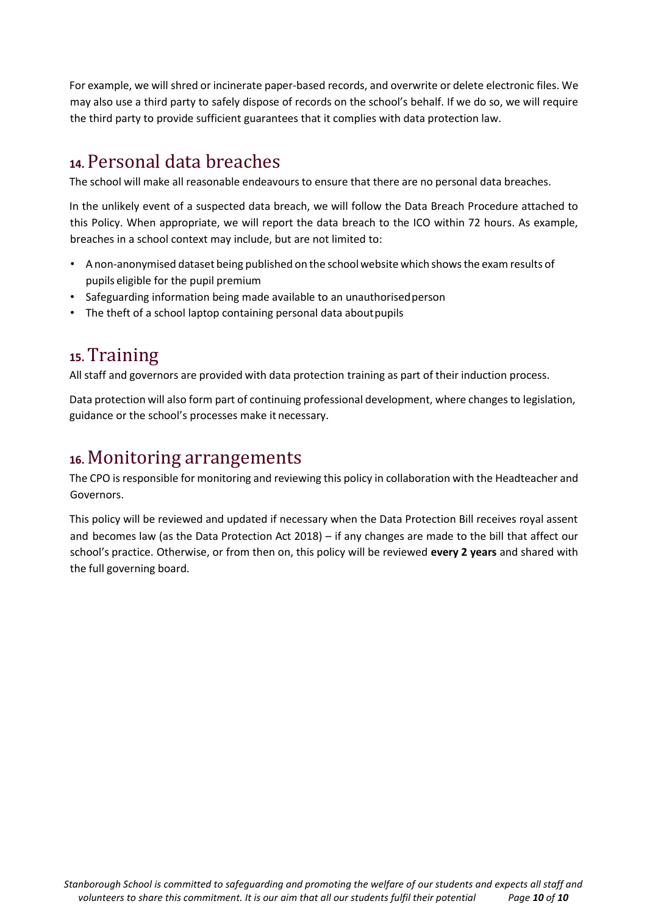For example, we will shred or incinerate paper-based records, and overwrite or delete electronic files. We may also use a third party to safely dispose of records on the school's behalf. If we do so, we will require the third party to provide sufficient guarantees that it complies with data protection law.

## 14. Personal data breaches

The school will make all reasonable endeavours to ensure that there are no personal data breaches.

In the unlikely event of a suspected data breach, we will follow the Data Breach Procedure attached to this Policy. When appropriate, we will report the data breach to the ICO within 72 hours. As example, breaches in a school context may include, but are not limited to:

- A non-anonymised dataset being published on the school website which shows the exam results of pupils eligible for the pupil premium
- Safeguarding information being made available to an unauthorised person
- The theft of a school laptop containing personal data about pupils

## 15. Training

All staff and governors are provided with data protection training as part of their induction process.

Data protection will also form part of continuing professional development, where changes to legislation, guidance or the school's processes make it necessary.

## 16. Monitoring arrangements

The CPO is responsible for monitoring and reviewing this policy in collaboration with the Headteacher and Governors.

This policy will be reviewed and updated if necessary when the Data Protection Bill receives royal assent and becomes law (as the Data Protection Act 2018) – if any changes are made to the bill that affect our school's practice. Otherwise, or from then on, this policy will be reviewed **every 2 years** and shared with the full governing board.